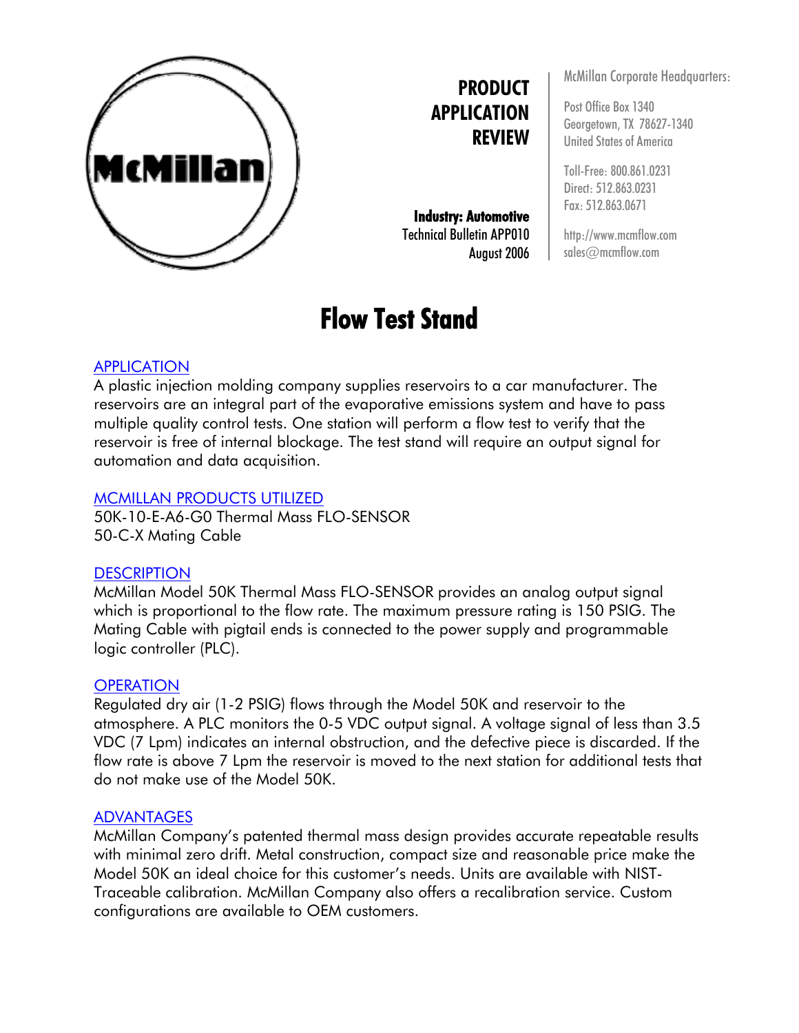McMillan

**PRODUCT APPLICATION REVIEW**

**Industry: Automotive**
Technical Bulletin APP010
August 2006

McMillan Corporate Headquarters:

Post Office Box 1340
Georgetown, TX 78627-1340
United States of America

Toll-Free: 800.861.0231
Direct: 512.863.0231
Fax: 512.863.0671

http://www.mcmflow.com
sales@mcmflow.com

# Flow Test Stand

## APPLICATION

A plastic injection molding company supplies reservoirs to a car manufacturer. The reservoirs are an integral part of the evaporative emissions system and have to pass multiple quality control tests. One station will perform a flow test to verify that the reservoir is free of internal blockage. The test stand will require an output signal for automation and data acquisition.

## MCMILLAN PRODUCTS UTILIZED

50K-10-E-A6-G0 Thermal Mass FLO-SENSOR
50-C-X Mating Cable

## DESCRIPTION

McMillan Model 50K Thermal Mass FLO-SENSOR provides an analog output signal which is proportional to the flow rate. The maximum pressure rating is 150 PSIG. The Mating Cable with pigtail ends is connected to the power supply and programmable logic controller (PLC).

## OPERATION

Regulated dry air (1-2 PSIG) flows through the Model 50K and reservoir to the atmosphere. A PLC monitors the 0-5 VDC output signal. A voltage signal of less than 3.5 VDC (7 Lpm) indicates an internal obstruction, and the defective piece is discarded. If the flow rate is above 7 Lpm the reservoir is moved to the next station for additional tests that do not make use of the Model 50K.

## ADVANTAGES

McMillan Company's patented thermal mass design provides accurate repeatable results with minimal zero drift. Metal construction, compact size and reasonable price make the Model 50K an ideal choice for this customer's needs. Units are available with NIST-Traceable calibration. McMillan Company also offers a recalibration service. Custom configurations are available to OEM customers.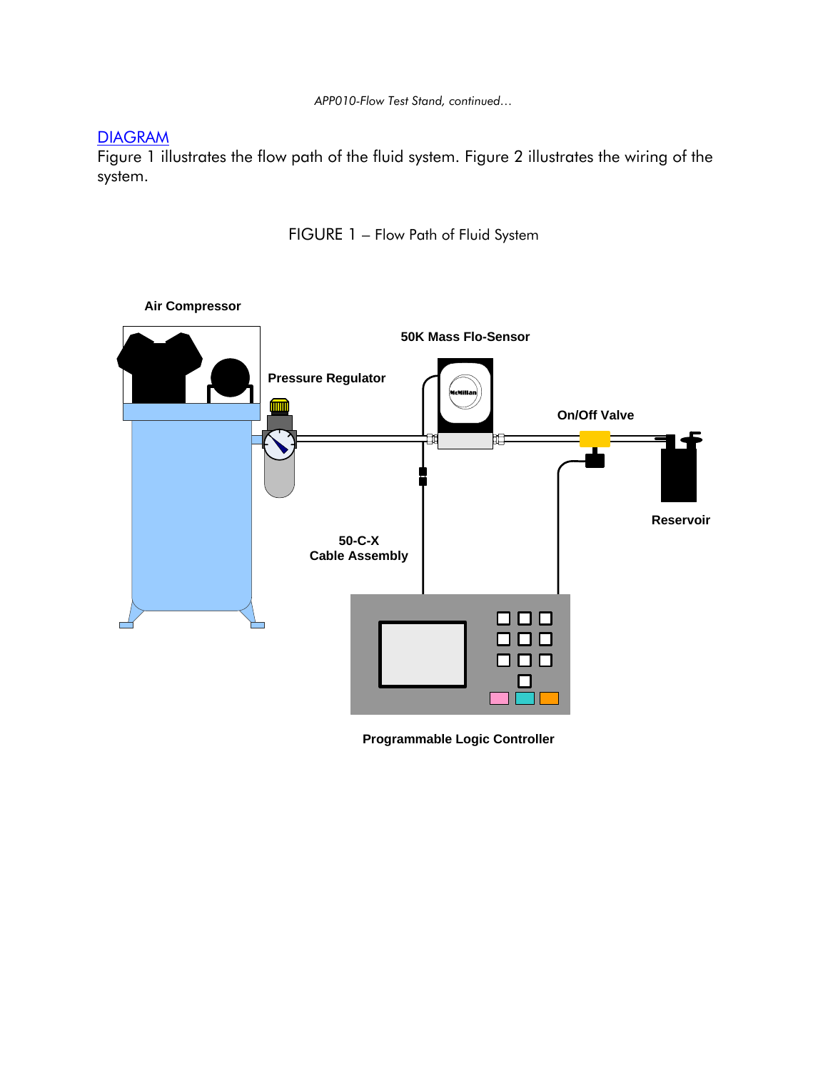## DIAGRAM

Figure 1 illustrates the flow path of the fluid system. Figure 2 illustrates the wiring of the system.

FIGURE 1 – Flow Path of Fluid System

**Air Compressor**

**50K Mass Flo-Sensor**

**Pressure Regulator**

**On/Off Valve**

**Reservoir**

**50-C-X**
**Cable Assembly**

**Programmable Logic Controller**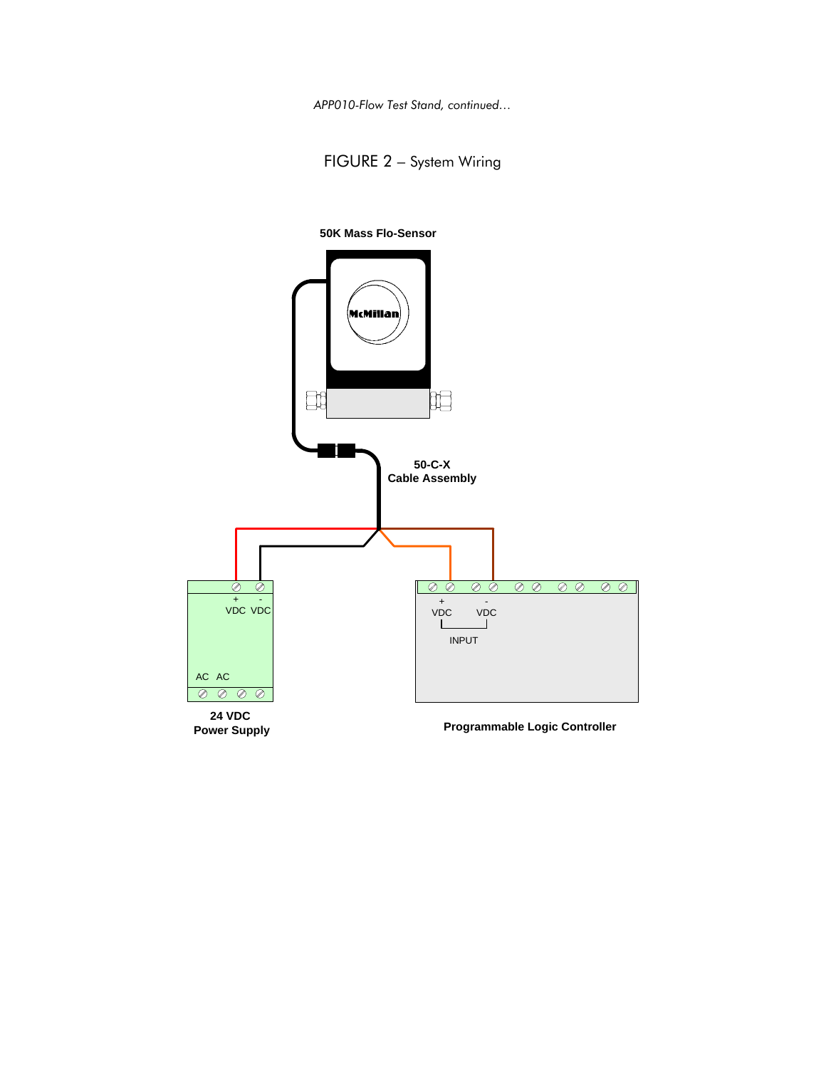*APP010-Flow Test Stand, continued…*

FIGURE 2 – System Wiring

**50K Mass Flo-Sensor**

McMillan

**50-C-X**
**Cable Assembly**

\+
VDC

\-
VDC

AC AC

**24 VDC**
**Power Supply**

\+
VDC

\-
VDC

INPUT

**Programmable Logic Controller**